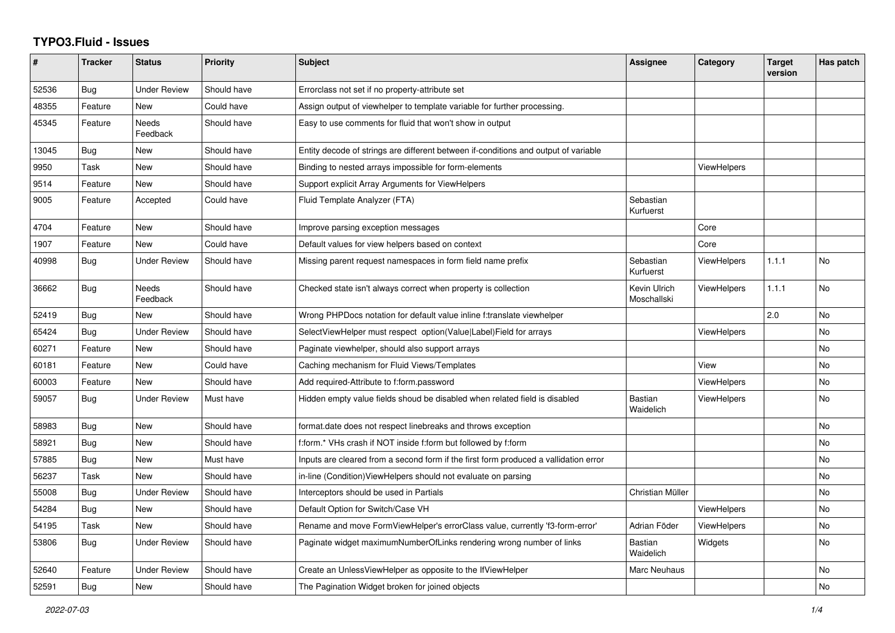# TYPO3.Fluid - Issues

| # | Tracker | Status | Priority | Subject | Assignee | Category | Target version | Has patch |
|---|---|---|---|---|---|---|---|---|
| 52536 | Bug | Under Review | Should have | Errorclass not set if no property-attribute set | | | | |
| 48355 | Feature | New | Could have | Assign output of viewhelper to template variable for further processing. | | | | |
| 45345 | Feature | Needs Feedback | Should have | Easy to use comments for fluid that won't show in output | | | | |
| 13045 | Bug | New | Should have | Entity decode of strings are different between if-conditions and output of variable | | | | |
| 9950 | Task | New | Should have | Binding to nested arrays impossible for form-elements | | ViewHelpers | | |
| 9514 | Feature | New | Should have | Support explicit Array Arguments for ViewHelpers | | | | |
| 9005 | Feature | Accepted | Could have | Fluid Template Analyzer (FTA) | Sebastian Kurfuerst | | | |
| 4704 | Feature | New | Should have | Improve parsing exception messages | | Core | | |
| 1907 | Feature | New | Could have | Default values for view helpers based on context | | Core | | |
| 40998 | Bug | Under Review | Should have | Missing parent request namespaces in form field name prefix | Sebastian Kurfuerst | ViewHelpers | 1.1.1 | No |
| 36662 | Bug | Needs Feedback | Should have | Checked state isn't always correct when property is collection | Kevin Ulrich Moschallski | ViewHelpers | 1.1.1 | No |
| 52419 | Bug | New | Should have | Wrong PHPDocs notation for default value inline f:translate viewhelper | | | 2.0 | No |
| 65424 | Bug | Under Review | Should have | SelectViewHelper must respect option(Value\|Label)Field for arrays | | ViewHelpers | | No |
| 60271 | Feature | New | Should have | Paginate viewhelper, should also support arrays | | | | No |
| 60181 | Feature | New | Could have | Caching mechanism for Fluid Views/Templates | | View | | No |
| 60003 | Feature | New | Should have | Add required-Attribute to f:form.password | | ViewHelpers | | No |
| 59057 | Bug | Under Review | Must have | Hidden empty value fields shoud be disabled when related field is disabled | Bastian Waidelich | ViewHelpers | | No |
| 58983 | Bug | New | Should have | format.date does not respect linebreaks and throws exception | | | | No |
| 58921 | Bug | New | Should have | f:form.* VHs crash if NOT inside f:form but followed by f:form | | | | No |
| 57885 | Bug | New | Must have | Inputs are cleared from a second form if the first form produced a vallidation error | | | | No |
| 56237 | Task | New | Should have | in-line (Condition)ViewHelpers should not evaluate on parsing | | | | No |
| 55008 | Bug | Under Review | Should have | Interceptors should be used in Partials | Christian Müller | | | No |
| 54284 | Bug | New | Should have | Default Option for Switch/Case VH | | ViewHelpers | | No |
| 54195 | Task | New | Should have | Rename and move FormViewHelper's errorClass value, currently 'f3-form-error' | Adrian Föder | ViewHelpers | | No |
| 53806 | Bug | Under Review | Should have | Paginate widget maximumNumberOfLinks rendering wrong number of links | Bastian Waidelich | Widgets | | No |
| 52640 | Feature | Under Review | Should have | Create an UnlessViewHelper as opposite to the IfViewHelper | Marc Neuhaus | | | No |
| 52591 | Bug | New | Should have | The Pagination Widget broken for joined objects | | | | No |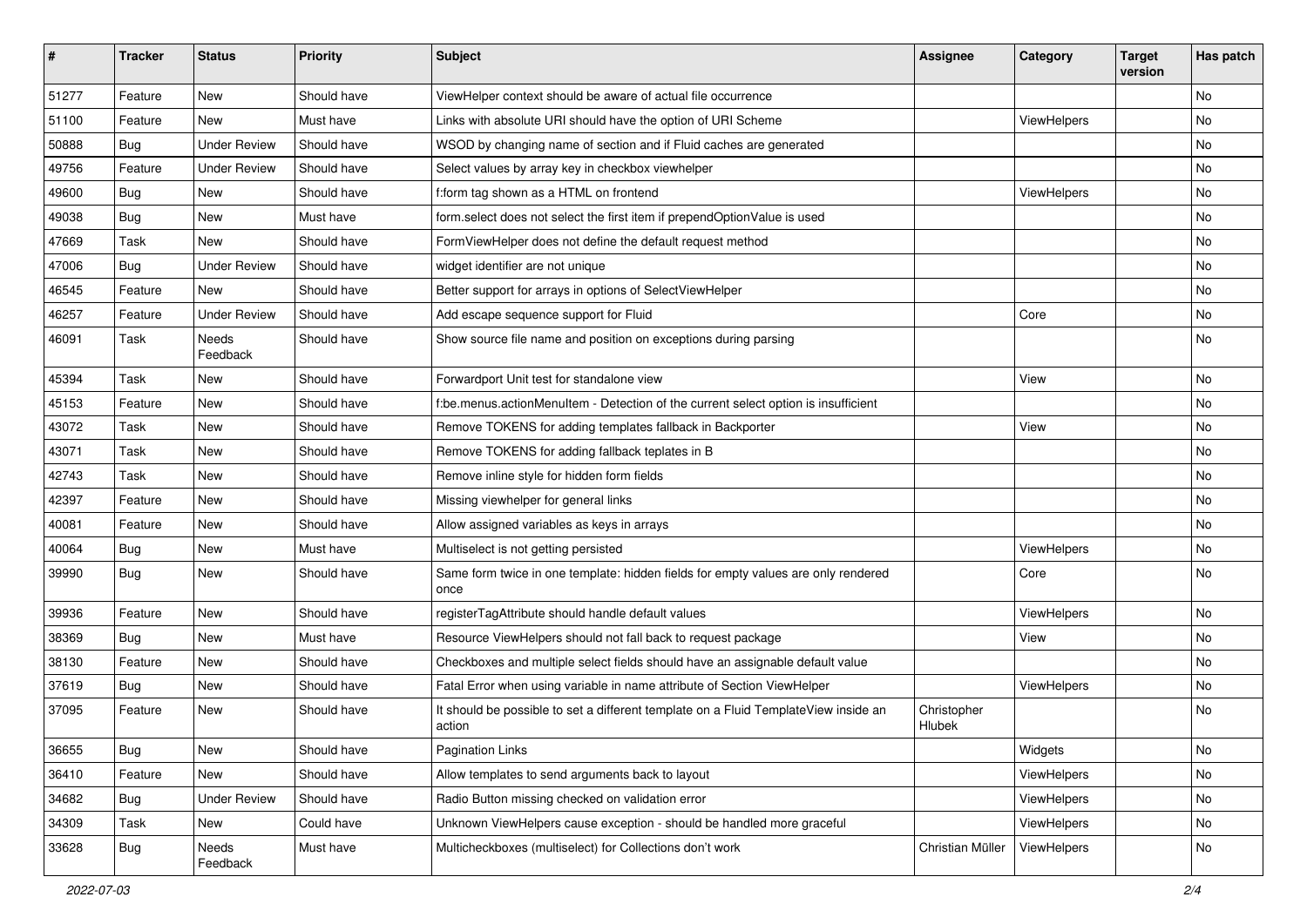| # | Tracker | Status | Priority | Subject | Assignee | Category | Target version | Has patch |
|---|---|---|---|---|---|---|---|---|
| 51277 | Feature | New | Should have | ViewHelper context should be aware of actual file occurrence | | | | No |
| 51100 | Feature | New | Must have | Links with absolute URI should have the option of URI Scheme | | ViewHelpers | | No |
| 50888 | Bug | Under Review | Should have | WSOD by changing name of section and if Fluid caches are generated | | | | No |
| 49756 | Feature | Under Review | Should have | Select values by array key in checkbox viewhelper | | | | No |
| 49600 | Bug | New | Should have | f:form tag shown as a HTML on frontend | | ViewHelpers | | No |
| 49038 | Bug | New | Must have | form.select does not select the first item if prependOptionValue is used | | | | No |
| 47669 | Task | New | Should have | FormViewHelper does not define the default request method | | | | No |
| 47006 | Bug | Under Review | Should have | widget identifier are not unique | | | | No |
| 46545 | Feature | New | Should have | Better support for arrays in options of SelectViewHelper | | | | No |
| 46257 | Feature | Under Review | Should have | Add escape sequence support for Fluid | | Core | | No |
| 46091 | Task | Needs Feedback | Should have | Show source file name and position on exceptions during parsing | | | | No |
| 45394 | Task | New | Should have | Forwardport Unit test for standalone view | | View | | No |
| 45153 | Feature | New | Should have | f:be.menus.actionMenuItem - Detection of the current select option is insufficient | | | | No |
| 43072 | Task | New | Should have | Remove TOKENS for adding templates fallback in Backporter | | View | | No |
| 43071 | Task | New | Should have | Remove TOKENS for adding fallback teplates in B | | | | No |
| 42743 | Task | New | Should have | Remove inline style for hidden form fields | | | | No |
| 42397 | Feature | New | Should have | Missing viewhelper for general links | | | | No |
| 40081 | Feature | New | Should have | Allow assigned variables as keys in arrays | | | | No |
| 40064 | Bug | New | Must have | Multiselect is not getting persisted | | ViewHelpers | | No |
| 39990 | Bug | New | Should have | Same form twice in one template: hidden fields for empty values are only rendered once | | Core | | No |
| 39936 | Feature | New | Should have | registerTagAttribute should handle default values | | ViewHelpers | | No |
| 38369 | Bug | New | Must have | Resource ViewHelpers should not fall back to request package | | View | | No |
| 38130 | Feature | New | Should have | Checkboxes and multiple select fields should have an assignable default value | | | | No |
| 37619 | Bug | New | Should have | Fatal Error when using variable in name attribute of Section ViewHelper | | ViewHelpers | | No |
| 37095 | Feature | New | Should have | It should be possible to set a different template on a Fluid TemplateView inside an action | Christopher Hlubek | | | No |
| 36655 | Bug | New | Should have | Pagination Links | | Widgets | | No |
| 36410 | Feature | New | Should have | Allow templates to send arguments back to layout | | ViewHelpers | | No |
| 34682 | Bug | Under Review | Should have | Radio Button missing checked on validation error | | ViewHelpers | | No |
| 34309 | Task | New | Could have | Unknown ViewHelpers cause exception - should be handled more graceful | | ViewHelpers | | No |
| 33628 | Bug | Needs Feedback | Must have | Multicheckboxes (multiselect) for Collections don't work | Christian Müller | ViewHelpers | | No |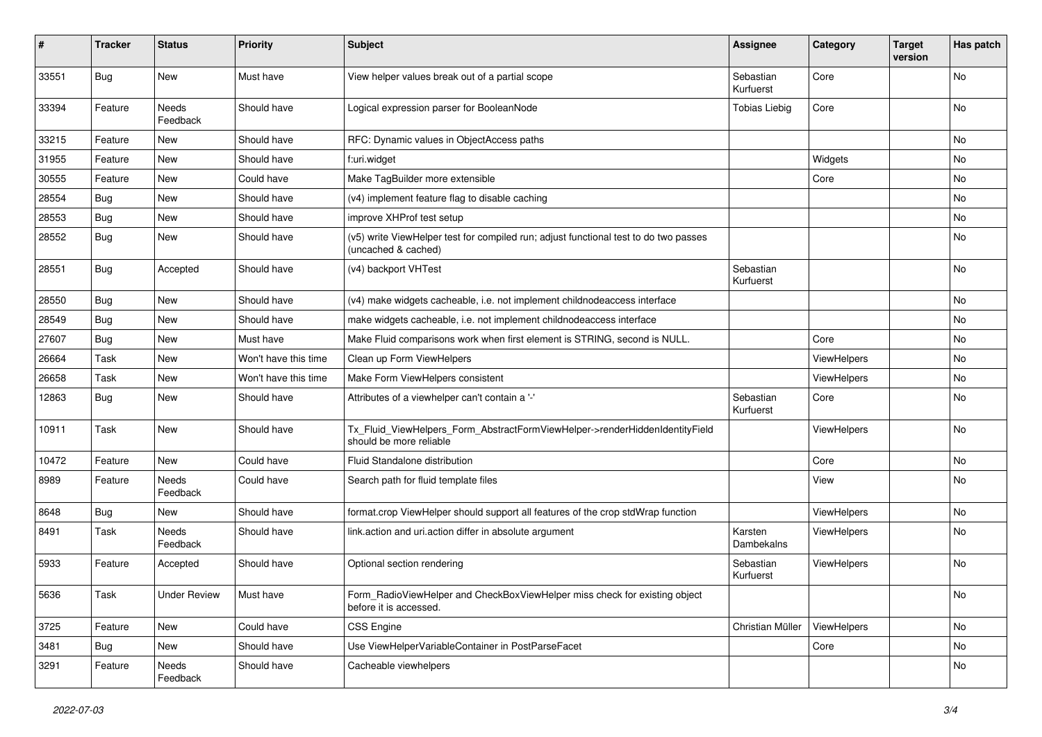| # | Tracker | Status | Priority | Subject | Assignee | Category | Target version | Has patch |
|---|---|---|---|---|---|---|---|---|
| 33551 | Bug | New | Must have | View helper values break out of a partial scope | Sebastian Kurfuerst | Core | | No |
| 33394 | Feature | Needs Feedback | Should have | Logical expression parser for BooleanNode | Tobias Liebig | Core | | No |
| 33215 | Feature | New | Should have | RFC: Dynamic values in ObjectAccess paths | | | | No |
| 31955 | Feature | New | Should have | f:uri.widget | | Widgets | | No |
| 30555 | Feature | New | Could have | Make TagBuilder more extensible | | Core | | No |
| 28554 | Bug | New | Should have | (v4) implement feature flag to disable caching | | | | No |
| 28553 | Bug | New | Should have | improve XHProf test setup | | | | No |
| 28552 | Bug | New | Should have | (v5) write ViewHelper test for compiled run; adjust functional test to do two passes (uncached & cached) | | | | No |
| 28551 | Bug | Accepted | Should have | (v4) backport VHTest | Sebastian Kurfuerst | | | No |
| 28550 | Bug | New | Should have | (v4) make widgets cacheable, i.e. not implement childnodeaccess interface | | | | No |
| 28549 | Bug | New | Should have | make widgets cacheable, i.e. not implement childnodeaccess interface | | | | No |
| 27607 | Bug | New | Must have | Make Fluid comparisons work when first element is STRING, second is NULL. | | Core | | No |
| 26664 | Task | New | Won't have this time | Clean up Form ViewHelpers | | ViewHelpers | | No |
| 26658 | Task | New | Won't have this time | Make Form ViewHelpers consistent | | ViewHelpers | | No |
| 12863 | Bug | New | Should have | Attributes of a viewhelper can't contain a '-' | Sebastian Kurfuerst | Core | | No |
| 10911 | Task | New | Should have | Tx_Fluid_ViewHelpers_Form_AbstractFormViewHelper->renderHiddenIdentityField should be more reliable | | ViewHelpers | | No |
| 10472 | Feature | New | Could have | Fluid Standalone distribution | | Core | | No |
| 8989 | Feature | Needs Feedback | Could have | Search path for fluid template files | | View | | No |
| 8648 | Bug | New | Should have | format.crop ViewHelper should support all features of the crop stdWrap function | | ViewHelpers | | No |
| 8491 | Task | Needs Feedback | Should have | link.action and uri.action differ in absolute argument | Karsten Dambekalns | ViewHelpers | | No |
| 5933 | Feature | Accepted | Should have | Optional section rendering | Sebastian Kurfuerst | ViewHelpers | | No |
| 5636 | Task | Under Review | Must have | Form_RadioViewHelper and CheckBoxViewHelper miss check for existing object before it is accessed. | | | | No |
| 3725 | Feature | New | Could have | CSS Engine | Christian Müller | ViewHelpers | | No |
| 3481 | Bug | New | Should have | Use ViewHelperVariableContainer in PostParseFacet | | Core | | No |
| 3291 | Feature | Needs Feedback | Should have | Cacheable viewhelpers | | | | No |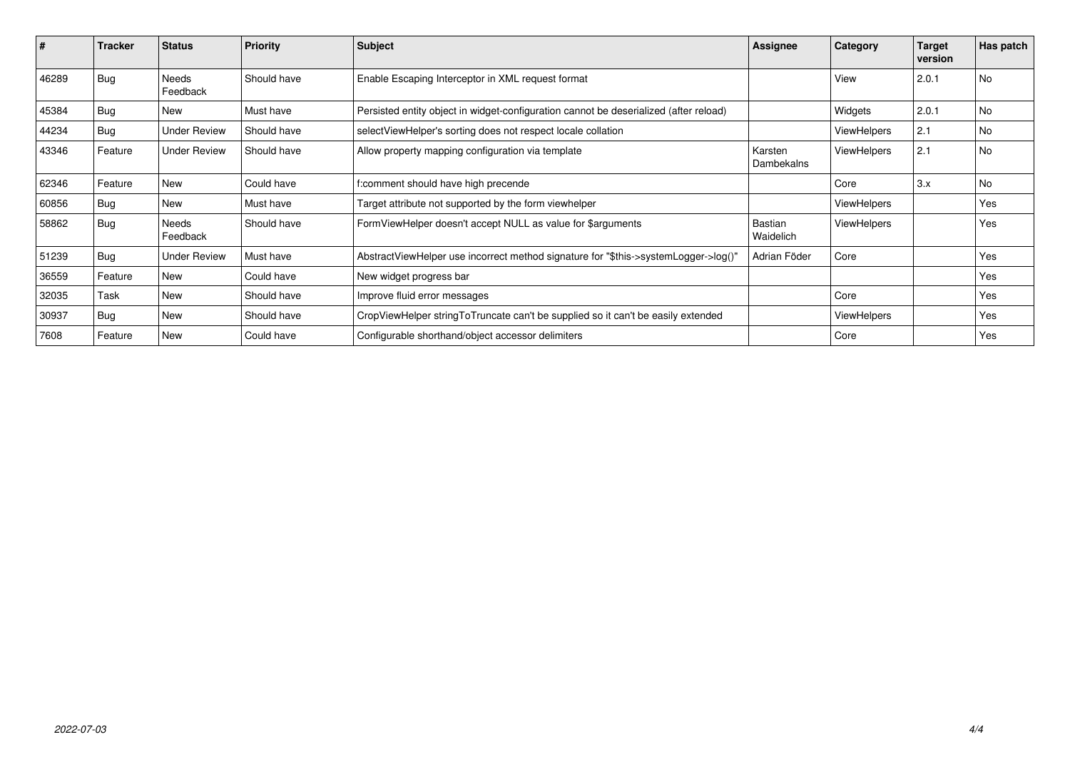| # | Tracker | Status | Priority | Subject | Assignee | Category | Target version | Has patch |
|---|---|---|---|---|---|---|---|---|
| 46289 | Bug | Needs Feedback | Should have | Enable Escaping Interceptor in XML request format | | View | 2.0.1 | No |
| 45384 | Bug | New | Must have | Persisted entity object in widget-configuration cannot be deserialized (after reload) | | Widgets | 2.0.1 | No |
| 44234 | Bug | Under Review | Should have | selectViewHelper's sorting does not respect locale collation | | ViewHelpers | 2.1 | No |
| 43346 | Feature | Under Review | Should have | Allow property mapping configuration via template | Karsten Dambekalns | ViewHelpers | 2.1 | No |
| 62346 | Feature | New | Could have | f:comment should have high precende | | Core | 3.x | No |
| 60856 | Bug | New | Must have | Target attribute not supported by the form viewhelper | | ViewHelpers | | Yes |
| 58862 | Bug | Needs Feedback | Should have | FormViewHelper doesn't accept NULL as value for $arguments | Bastian Waidelich | ViewHelpers | | Yes |
| 51239 | Bug | Under Review | Must have | AbstractViewHelper use incorrect method signature for "$this->systemLogger->log()" | Adrian Föder | Core | | Yes |
| 36559 | Feature | New | Could have | New widget progress bar | | | | Yes |
| 32035 | Task | New | Should have | Improve fluid error messages | | Core | | Yes |
| 30937 | Bug | New | Should have | CropViewHelper stringToTruncate can't be supplied so it can't be easily extended | | ViewHelpers | | Yes |
| 7608 | Feature | New | Could have | Configurable shorthand/object accessor delimiters | | Core | | Yes |

2022-07-03